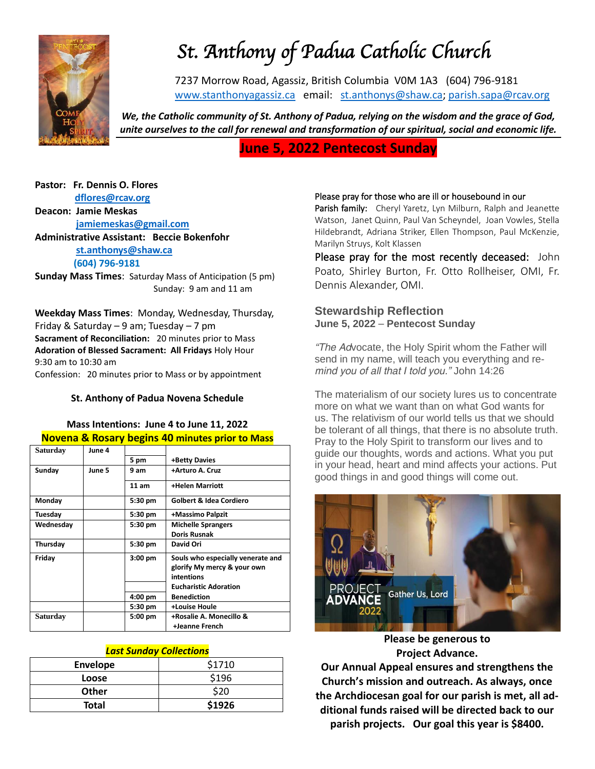# St. Anthony of Padua Catholic Church

7237 Morrow Road, Agassiz, British Columbia V0M 1A3 (604) 796-9181
www.stanthonyagassiz.ca email: st.anthonys@shaw.ca; parish.sapa@rcav.org

***We, the Catholic community of St. Anthony of Padua, relying on the wisdom and the grace of God, unite ourselves to the call for renewal and transformation of our spiritual, social and economic life.***

## June 5, 2022 Pentecost Sunday

**Pastor: Fr. Dennis O. Flores**
**dflores@rcav.org**
**Deacon: Jamie Meskas**
**jamiemeskas@gmail.com**
**Administrative Assistant: Beccie Bokenfohr**
**st.anthonys@shaw.ca**
**(604) 796-9181**

**Sunday Mass Times**: Saturday Mass of Anticipation (5 pm)
Sunday: 9 am and 11 am

**Weekday Mass Times**: Monday, Wednesday, Thursday, Friday & Saturday – 9 am; Tuesday – 7 pm
**Sacrament of Reconciliation:** 20 minutes prior to Mass
**Adoration of Blessed Sacrament: All Fridays** Holy Hour 9:30 am to 10:30 am
Confession: 20 minutes prior to Mass or by appointment

**St. Anthony of Padua Novena Schedule**

**Mass Intentions: June 4 to June 11, 2022**
**Novena & Rosary begins 40 minutes prior to Mass**

| | | | |
|---|---|---|---|
| Saturday | June 4 | 5 pm | +Betty Davies |
| Sunday | June 5 | 9 am | +Arturo A. Cruz |
| | | 11 am | +Helen Marriott |
| Monday | | 5:30 pm | Golbert & Idea Cordiero |
| Tuesday | | 5:30 pm | +Massimo Palpzit |
| Wednesday | | 5:30 pm | Michelle Sprangers<br>Doris Rusnak |
| Thursday | | 5:30 pm | David Ori |
| Friday | | 3:00 pm | Souls who especially venerate and glorify My mercy & your own intentions |
| | | | Eucharistic Adoration |
| | | 4:00 pm | Benediction |
| | | 5:30 pm | +Louise Houle |
| Saturday | | 5:00 pm | +Rosalie A. Monecillo &<br>+Jeanne French |

***Last Sunday Collections***

| | |
|---|---|
| **Envelope** | $1710 |
| **Loose** | $196 |
| **Other** | $20 |
| **Total** | **$1926** |

Please pray for those who are ill or housebound in our Parish family: Cheryl Yaretz, Lyn Milburn, Ralph and Jeanette Watson, Janet Quinn, Paul Van Scheyndel, Joan Vowles, Stella Hildebrandt, Adriana Striker, Ellen Thompson, Paul McKenzie, Marilyn Struys, Kolt Klassen

Please pray for the most recently deceased: John Poato, Shirley Burton, Fr. Otto Rollheiser, OMI, Fr. Dennis Alexander, OMI.

### Stewardship Reflection
**June 5, 2022 – Pentecost Sunday**

*"The Advocate, the Holy Spirit whom the Father will send in my name, will teach you everything and remind you of all that I told you."* John 14:26

The materialism of our society lures us to concentrate more on what we want than on what God wants for us. The relativism of our world tells us that we should be tolerant of all things, that there is no absolute truth. Pray to the Holy Spirit to transform our lives and to guide our thoughts, words and actions. What you put in your head, heart and mind affects your actions. Put good things in and good things will come out.

PROJECT ADVANCE 2022 Gather Us, Lord

**Please be generous to Project Advance.**
**Our Annual Appeal ensures and strengthens the Church's mission and outreach. As always, once the Archdiocesan goal for our parish is met, all additional funds raised will be directed back to our parish projects. Our goal this year is $8400.**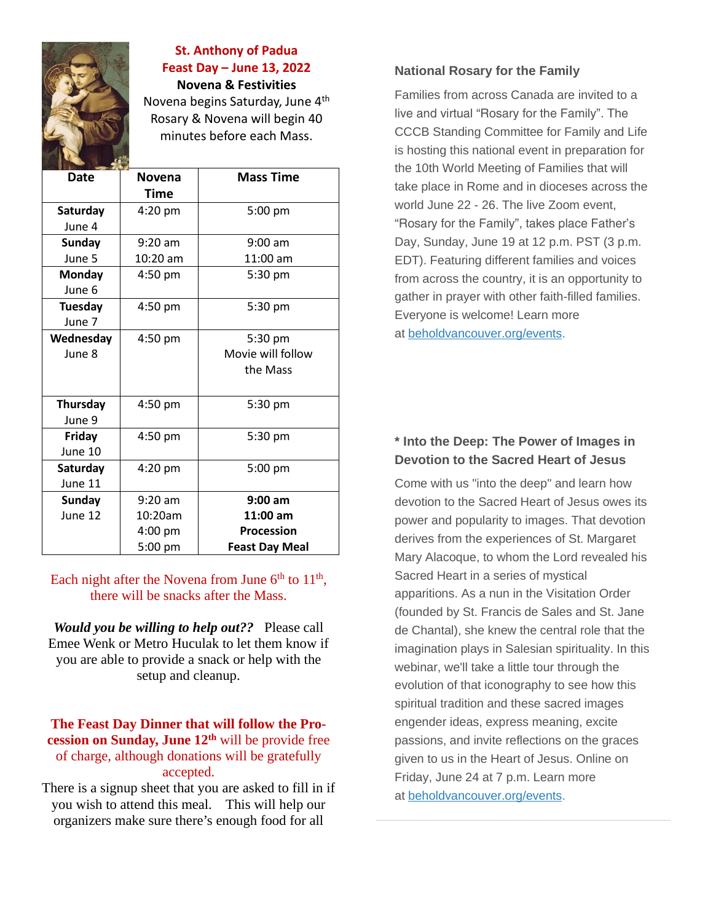**St. Anthony of Padua**

**Feast Day – June 13, 2022**

**Novena & Festivities**

Novena begins Saturday, June 4th

Rosary & Novena will begin 40 minutes before each Mass.

| Date | Novena Time | Mass Time |
|---|---|---|
| **Saturday** June 4 | 4:20 pm | 5:00 pm |
| **Sunday** June 5 | 9:20 am<br>10:20 am | 9:00 am<br>11:00 am |
| **Monday** June 6 | 4:50 pm | 5:30 pm |
| **Tuesday** June 7 | 4:50 pm | 5:30 pm |
| **Wednesday** June 8 | 4:50 pm | 5:30 pm<br>Movie will follow the Mass |
| **Thursday** June 9 | 4:50 pm | 5:30 pm |
| **Friday** June 10 | 4:50 pm | 5:30 pm |
| **Saturday** June 11 | 4:20 pm | 5:00 pm |
| **Sunday** June 12 | 9:20 am<br>10:20am<br>4:00 pm<br>5:00 pm | **9:00 am**<br>**11:00 am**<br>**Procession**<br>**Feast Day Meal** |

Each night after the Novena from June 6th to 11th, there will be snacks after the Mass.

***Would you be willing to help out??*** Please call Emee Wenk or Metro Huculak to let them know if you are able to provide a snack or help with the setup and cleanup.

**The Feast Day Dinner that will follow the Procession on Sunday, June 12th** will be provide free of charge, although donations will be gratefully accepted.

There is a signup sheet that you are asked to fill in if you wish to attend this meal. This will help our organizers make sure there's enough food for all

### National Rosary for the Family

Families from across Canada are invited to a live and virtual "Rosary for the Family". The CCCB Standing Committee for Family and Life is hosting this national event in preparation for the 10th World Meeting of Families that will take place in Rome and in dioceses across the world June 22 - 26. The live Zoom event, "Rosary for the Family", takes place Father's Day, Sunday, June 19 at 12 p.m. PST (3 p.m. EDT). Featuring different families and voices from across the country, it is an opportunity to gather in prayer with other faith-filled families. Everyone is welcome! Learn more at beholdvancouver.org/events.

### * Into the Deep: The Power of Images in Devotion to the Sacred Heart of Jesus

Come with us "into the deep" and learn how devotion to the Sacred Heart of Jesus owes its power and popularity to images. That devotion derives from the experiences of St. Margaret Mary Alacoque, to whom the Lord revealed his Sacred Heart in a series of mystical apparitions. As a nun in the Visitation Order (founded by St. Francis de Sales and St. Jane de Chantal), she knew the central role that the imagination plays in Salesian spirituality. In this webinar, we'll take a little tour through the evolution of that iconography to see how this spiritual tradition and these sacred images engender ideas, express meaning, excite passions, and invite reflections on the graces given to us in the Heart of Jesus. Online on Friday, June 24 at 7 p.m. Learn more at beholdvancouver.org/events.